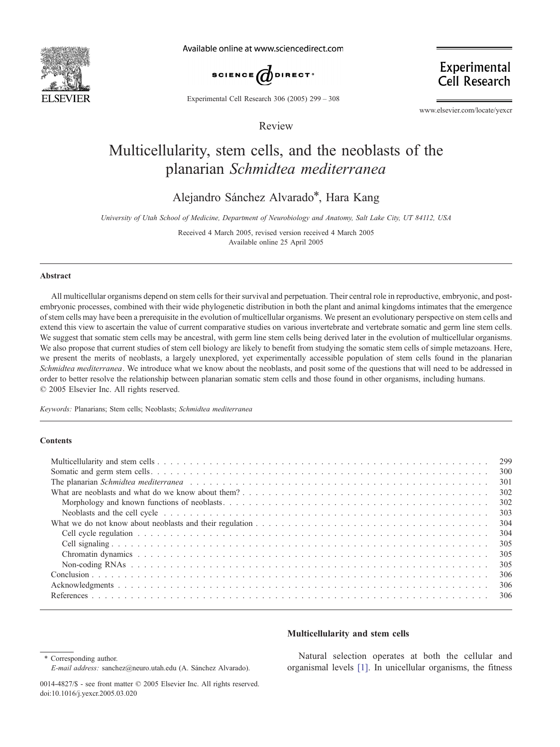Review

# Multicellularity, stem cells, and the neoblasts of the planarian *Schmidtea mediterranea*

Alejandro Sánchez Alvarado*, Hara Kang

*University of Utah School of Medicine, Department of Neurobiology and Anatomy, Salt Lake City, UT 84112, USA*

Received 4 March 2005, revised version received 4 March 2005
Available online 25 April 2005

## Abstract

All multicellular organisms depend on stem cells for their survival and perpetuation. Their central role in reproductive, embryonic, and post-embryonic processes, combined with their wide phylogenetic distribution in both the plant and animal kingdoms intimates that the emergence of stem cells may have been a prerequisite in the evolution of multicellular organisms. We present an evolutionary perspective on stem cells and extend this view to ascertain the value of current comparative studies on various invertebrate and vertebrate somatic and germ line stem cells. We suggest that somatic stem cells may be ancestral, with germ line stem cells being derived later in the evolution of multicellular organisms. We also propose that current studies of stem cell biology are likely to benefit from studying the somatic stem cells of simple metazoans. Here, we present the merits of neoblasts, a largely unexplored, yet experimentally accessible population of stem cells found in the planarian *Schmidtea mediterranea*. We introduce what we know about the neoblasts, and posit some of the questions that will need to be addressed in order to better resolve the relationship between planarian somatic stem cells and those found in other organisms, including humans.
© 2005 Elsevier Inc. All rights reserved.

*Keywords:* Planarians; Stem cells; Neoblasts; *Schmidtea mediterranea*

## Contents

- Multicellularity and stem cells . . . 299
- Somatic and germ stem cells . . . 300
- The planarian *Schmidtea mediterranea* . . . 301
- What are neoblasts and what do we know about them? . . . 302
  - Morphology and known functions of neoblasts . . . 302
  - Neoblasts and the cell cycle . . . 303
- What we do not know about neoblasts and their regulation . . . 304
  - Cell cycle regulation . . . 304
  - Cell signaling . . . 305
  - Chromatin dynamics . . . 305
  - Non-coding RNAs . . . 305
- Conclusion . . . 306
- Acknowledgments . . . 306
- References . . . 306

## Multicellularity and stem cells

Natural selection operates at both the cellular and organismal levels [1]. In unicellular organisms, the fitness

\* Corresponding author.
*E-mail address:* sanchez@neuro.utah.edu (A. Sánchez Alvarado).

0014-4827/$ - see front matter © 2005 Elsevier Inc. All rights reserved.
doi:10.1016/j.yexcr.2005.03.020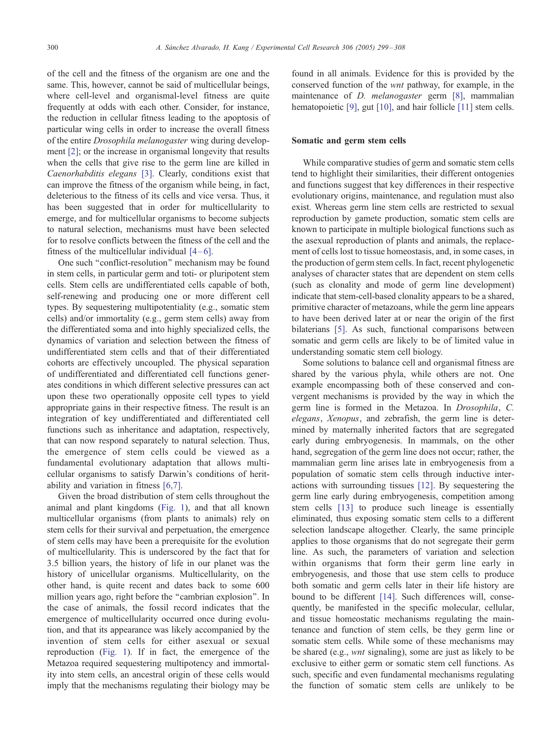of the cell and the fitness of the organism are one and the same. This, however, cannot be said of multicellular beings, where cell-level and organismal-level fitness are quite frequently at odds with each other. Consider, for instance, the reduction in cellular fitness leading to the apoptosis of particular wing cells in order to increase the overall fitness of the entire *Drosophila melanogaster* wing during development [2]; or the increase in organismal longevity that results when the cells that give rise to the germ line are killed in *Caenorhabditis elegans* [3]. Clearly, conditions exist that can improve the fitness of the organism while being, in fact, deleterious to the fitness of its cells and vice versa. Thus, it has been suggested that in order for multicellularity to emerge, and for multicellular organisms to become subjects to natural selection, mechanisms must have been selected for to resolve conflicts between the fitness of the cell and the fitness of the multicellular individual [4–6].

One such "conflict-resolution" mechanism may be found in stem cells, in particular germ and toti- or pluripotent stem cells. Stem cells are undifferentiated cells capable of both, self-renewing and producing one or more different cell types. By sequestering multipotentiality (e.g., somatic stem cells) and/or immortality (e.g., germ stem cells) away from the differentiated soma and into highly specialized cells, the dynamics of variation and selection between the fitness of undifferentiated stem cells and that of their differentiated cohorts are effectively uncoupled. The physical separation of undifferentiated and differentiated cell functions generates conditions in which different selective pressures can act upon these two operationally opposite cell types to yield appropriate gains in their respective fitness. The result is an integration of key undifferentiated and differentiated cell functions such as inheritance and adaptation, respectively, that can now respond separately to natural selection. Thus, the emergence of stem cells could be viewed as a fundamental evolutionary adaptation that allows multicellular organisms to satisfy Darwin's conditions of heritability and variation in fitness [6,7].

Given the broad distribution of stem cells throughout the animal and plant kingdoms (Fig. 1), and that all known multicellular organisms (from plants to animals) rely on stem cells for their survival and perpetuation, the emergence of stem cells may have been a prerequisite for the evolution of multicellularity. This is underscored by the fact that for 3.5 billion years, the history of life in our planet was the history of unicellular organisms. Multicellularity, on the other hand, is quite recent and dates back to some 600 million years ago, right before the "cambrian explosion". In the case of animals, the fossil record indicates that the emergence of multicellularity occurred once during evolution, and that its appearance was likely accompanied by the invention of stem cells for either asexual or sexual reproduction (Fig. 1). If in fact, the emergence of the Metazoa required sequestering multipotency and immortality into stem cells, an ancestral origin of these cells would imply that the mechanisms regulating their biology may be found in all animals. Evidence for this is provided by the conserved function of the *wnt* pathway, for example, in the maintenance of *D. melanogaster* germ [8], mammalian hematopoietic [9], gut [10], and hair follicle [11] stem cells.

## Somatic and germ stem cells

While comparative studies of germ and somatic stem cells tend to highlight their similarities, their different ontogenies and functions suggest that key differences in their respective evolutionary origins, maintenance, and regulation must also exist. Whereas germ line stem cells are restricted to sexual reproduction by gamete production, somatic stem cells are known to participate in multiple biological functions such as the asexual reproduction of plants and animals, the replacement of cells lost to tissue homeostasis, and, in some cases, in the production of germ stem cells. In fact, recent phylogenetic analyses of character states that are dependent on stem cells (such as clonality and mode of germ line development) indicate that stem-cell-based clonality appears to be a shared, primitive character of metazoans, while the germ line appears to have been derived later at or near the origin of the first bilaterians [5]. As such, functional comparisons between somatic and germ cells are likely to be of limited value in understanding somatic stem cell biology.

Some solutions to balance cell and organismal fitness are shared by the various phyla, while others are not. One example encompassing both of these conserved and convergent mechanisms is provided by the way in which the germ line is formed in the Metazoa. In *Drosophila*, *C. elegans*, *Xenopus*, and zebrafish, the germ line is determined by maternally inherited factors that are segregated early during embryogenesis. In mammals, on the other hand, segregation of the germ line does not occur; rather, the mammalian germ line arises late in embryogenesis from a population of somatic stem cells through inductive interactions with surrounding tissues [12]. By sequestering the germ line early during embryogenesis, competition among stem cells [13] to produce such lineage is essentially eliminated, thus exposing somatic stem cells to a different selection landscape altogether. Clearly, the same principle applies to those organisms that do not segregate their germ line. As such, the parameters of variation and selection within organisms that form their germ line early in embryogenesis, and those that use stem cells to produce both somatic and germ cells later in their life history are bound to be different [14]. Such differences will, consequently, be manifested in the specific molecular, cellular, and tissue homeostatic mechanisms regulating the maintenance and function of stem cells, be they germ line or somatic stem cells. While some of these mechanisms may be shared (e.g., *wnt* signaling), some are just as likely to be exclusive to either germ or somatic stem cell functions. As such, specific and even fundamental mechanisms regulating the function of somatic stem cells are unlikely to be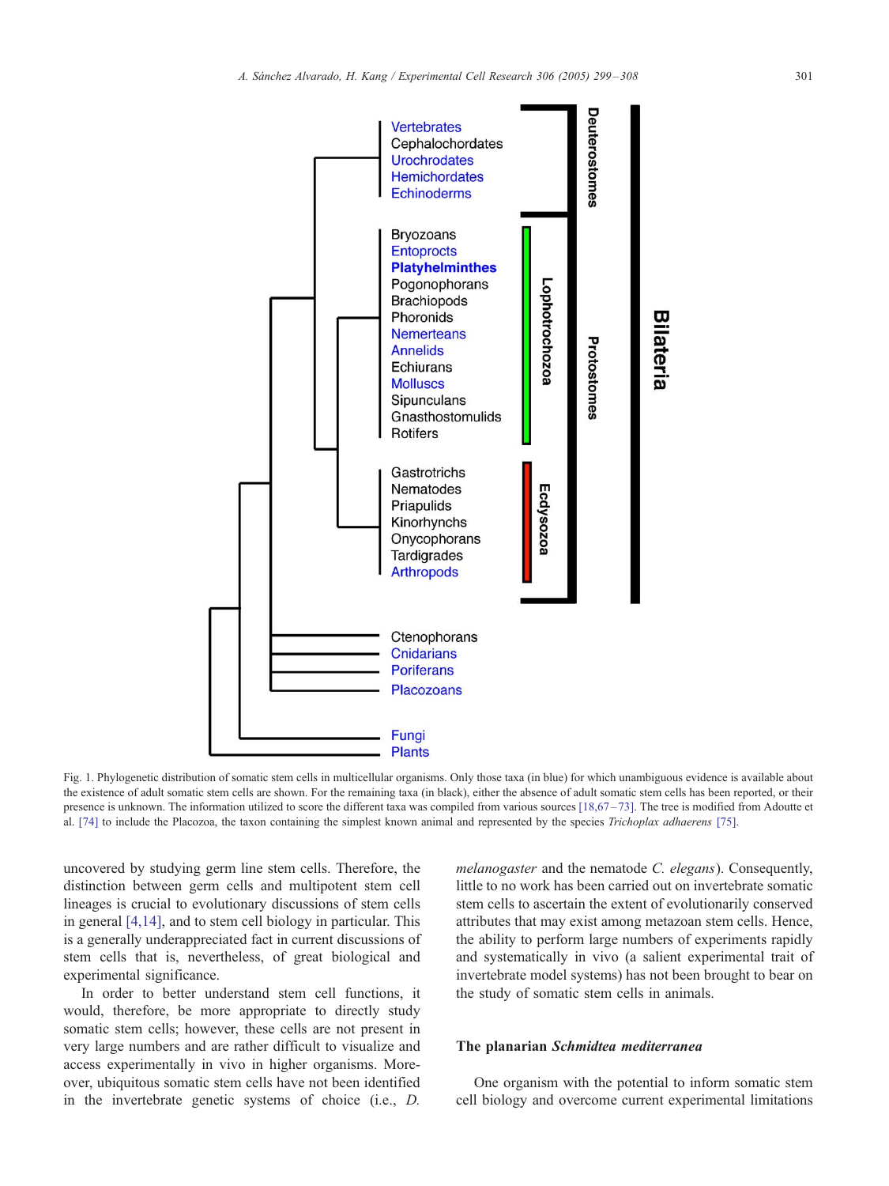Fig. 1. Phylogenetic distribution of somatic stem cells in multicellular organisms. Only those taxa (in blue) for which unambiguous evidence is available about the existence of adult somatic stem cells are shown. For the remaining taxa (in black), either the absence of adult somatic stem cells has been reported, or their presence is unknown. The information utilized to score the different taxa was compiled from various sources [18,67–73]. The tree is modified from Adoutte et al. [74] to include the Placozoa, the taxon containing the simplest known animal and represented by the species *Trichoplax adhaerens* [75].

uncovered by studying germ line stem cells. Therefore, the distinction between germ cells and multipotent stem cell lineages is crucial to evolutionary discussions of stem cells in general [4,14], and to stem cell biology in particular. This is a generally underappreciated fact in current discussions of stem cells that is, nevertheless, of great biological and experimental significance.

In order to better understand stem cell functions, it would, therefore, be more appropriate to directly study somatic stem cells; however, these cells are not present in very large numbers and are rather difficult to visualize and access experimentally in vivo in higher organisms. Moreover, ubiquitous somatic stem cells have not been identified in the invertebrate genetic systems of choice (i.e., *D. melanogaster* and the nematode *C. elegans*). Consequently, little to no work has been carried out on invertebrate somatic stem cells to ascertain the extent of evolutionarily conserved attributes that may exist among metazoan stem cells. Hence, the ability to perform large numbers of experiments rapidly and systematically in vivo (a salient experimental trait of invertebrate model systems) has not been brought to bear on the study of somatic stem cells in animals.

## The planarian *Schmidtea mediterranea*

One organism with the potential to inform somatic stem cell biology and overcome current experimental limitations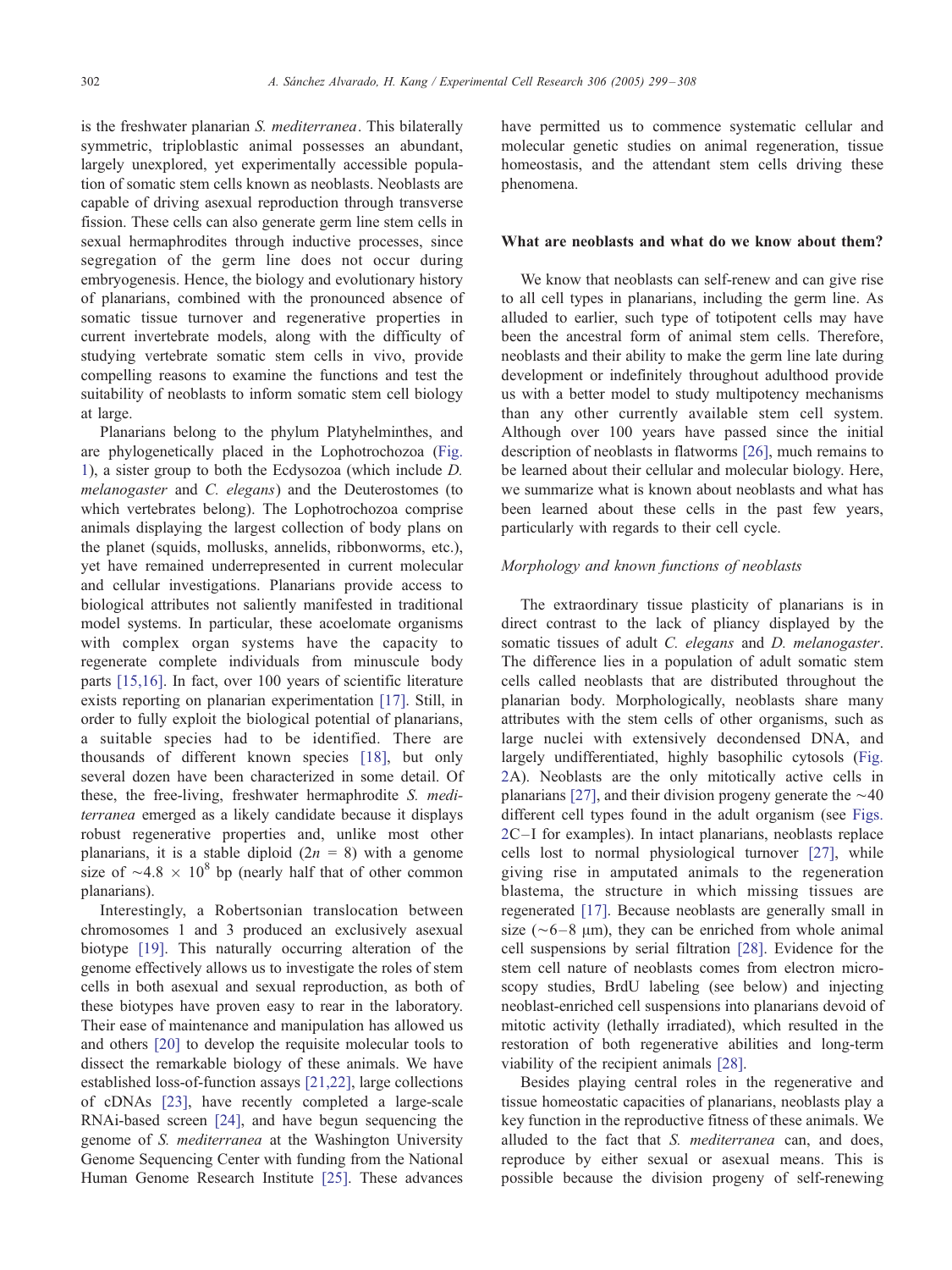is the freshwater planarian *S. mediterranea*. This bilaterally symmetric, triploblastic animal possesses an abundant, largely unexplored, yet experimentally accessible population of somatic stem cells known as neoblasts. Neoblasts are capable of driving asexual reproduction through transverse fission. These cells can also generate germ line stem cells in sexual hermaphrodites through inductive processes, since segregation of the germ line does not occur during embryogenesis. Hence, the biology and evolutionary history of planarians, combined with the pronounced absence of somatic tissue turnover and regenerative properties in current invertebrate models, along with the difficulty of studying vertebrate somatic stem cells in vivo, provide compelling reasons to examine the functions and test the suitability of neoblasts to inform somatic stem cell biology at large.

Planarians belong to the phylum Platyhelminthes, and are phylogenetically placed in the Lophotrochozoa (Fig. 1), a sister group to both the Ecdysozoa (which include *D. melanogaster* and *C. elegans*) and the Deuterostomes (to which vertebrates belong). The Lophotrochozoa comprise animals displaying the largest collection of body plans on the planet (squids, mollusks, annelids, ribbonworms, etc.), yet have remained underrepresented in current molecular and cellular investigations. Planarians provide access to biological attributes not saliently manifested in traditional model systems. In particular, these acoelomate organisms with complex organ systems have the capacity to regenerate complete individuals from minuscule body parts [15,16]. In fact, over 100 years of scientific literature exists reporting on planarian experimentation [17]. Still, in order to fully exploit the biological potential of planarians, a suitable species had to be identified. There are thousands of different known species [18], but only several dozen have been characterized in some detail. Of these, the free-living, freshwater hermaphrodite *S. mediterranea* emerged as a likely candidate because it displays robust regenerative properties and, unlike most other planarians, it is a stable diploid ($2n = 8$) with a genome size of $\sim 4.8 \times 10^8$ bp (nearly half that of other common planarians).

Interestingly, a Robertsonian translocation between chromosomes 1 and 3 produced an exclusively asexual biotype [19]. This naturally occurring alteration of the genome effectively allows us to investigate the roles of stem cells in both asexual and sexual reproduction, as both of these biotypes have proven easy to rear in the laboratory. Their ease of maintenance and manipulation has allowed us and others [20] to develop the requisite molecular tools to dissect the remarkable biology of these animals. We have established loss-of-function assays [21,22], large collections of cDNAs [23], have recently completed a large-scale RNAi-based screen [24], and have begun sequencing the genome of *S. mediterranea* at the Washington University Genome Sequencing Center with funding from the National Human Genome Research Institute [25]. These advances have permitted us to commence systematic cellular and molecular genetic studies on animal regeneration, tissue homeostasis, and the attendant stem cells driving these phenomena.

## What are neoblasts and what do we know about them?

We know that neoblasts can self-renew and can give rise to all cell types in planarians, including the germ line. As alluded to earlier, such type of totipotent cells may have been the ancestral form of animal stem cells. Therefore, neoblasts and their ability to make the germ line late during development or indefinitely throughout adulthood provide us with a better model to study multipotency mechanisms than any other currently available stem cell system. Although over 100 years have passed since the initial description of neoblasts in flatworms [26], much remains to be learned about their cellular and molecular biology. Here, we summarize what is known about neoblasts and what has been learned about these cells in the past few years, particularly with regards to their cell cycle.

### *Morphology and known functions of neoblasts*

The extraordinary tissue plasticity of planarians is in direct contrast to the lack of pliancy displayed by the somatic tissues of adult *C. elegans* and *D. melanogaster*. The difference lies in a population of adult somatic stem cells called neoblasts that are distributed throughout the planarian body. Morphologically, neoblasts share many attributes with the stem cells of other organisms, such as large nuclei with extensively decondensed DNA, and largely undifferentiated, highly basophilic cytosols (Fig. 2A). Neoblasts are the only mitotically active cells in planarians [27], and their division progeny generate the ~40 different cell types found in the adult organism (see Figs. 2C–I for examples). In intact planarians, neoblasts replace cells lost to normal physiological turnover [27], while giving rise in amputated animals to the regeneration blastema, the structure in which missing tissues are regenerated [17]. Because neoblasts are generally small in size (~6–8 μm), they can be enriched from whole animal cell suspensions by serial filtration [28]. Evidence for the stem cell nature of neoblasts comes from electron microscopy studies, BrdU labeling (see below) and injecting neoblast-enriched cell suspensions into planarians devoid of mitotic activity (lethally irradiated), which resulted in the restoration of both regenerative abilities and long-term viability of the recipient animals [28].

Besides playing central roles in the regenerative and tissue homeostatic capacities of planarians, neoblasts play a key function in the reproductive fitness of these animals. We alluded to the fact that *S. mediterranea* can, and does, reproduce by either sexual or asexual means. This is possible because the division progeny of self-renewing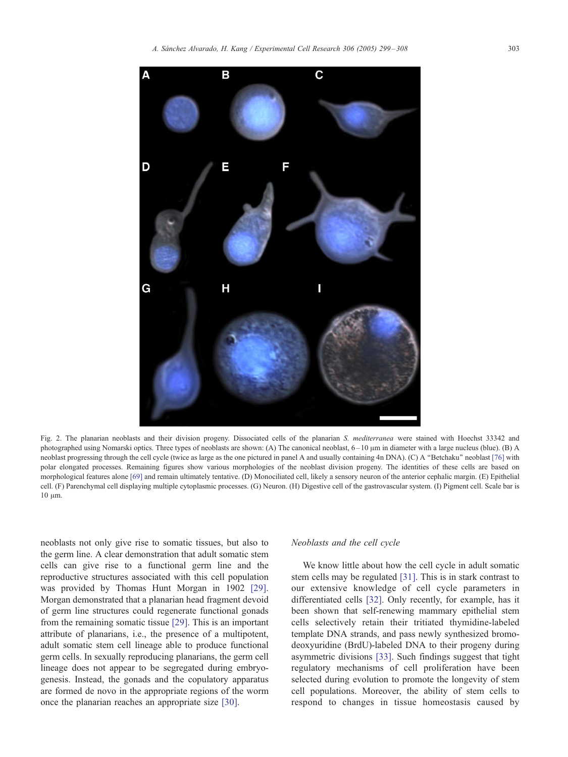Fig. 2. The planarian neoblasts and their division progeny. Dissociated cells of the planarian *S. mediterranea* were stained with Hoechst 33342 and photographed using Nomarski optics. Three types of neoblasts are shown: (A) The canonical neoblast, 6–10 μm in diameter with a large nucleus (blue). (B) A neoblast progressing through the cell cycle (twice as large as the one pictured in panel A and usually containing 4n DNA). (C) A "Betchaku" neoblast [76] with polar elongated processes. Remaining figures show various morphologies of the neoblast division progeny. The identities of these cells are based on morphological features alone [69] and remain ultimately tentative. (D) Monociliated cell, likely a sensory neuron of the anterior cephalic margin. (E) Epithelial cell. (F) Parenchymal cell displaying multiple cytoplasmic processes. (G) Neuron. (H) Digestive cell of the gastrovascular system. (I) Pigment cell. Scale bar is 10 μm.

neoblasts not only give rise to somatic tissues, but also to the germ line. A clear demonstration that adult somatic stem cells can give rise to a functional germ line and the reproductive structures associated with this cell population was provided by Thomas Hunt Morgan in 1902 [29]. Morgan demonstrated that a planarian head fragment devoid of germ line structures could regenerate functional gonads from the remaining somatic tissue [29]. This is an important attribute of planarians, i.e., the presence of a multipotent, adult somatic stem cell lineage able to produce functional germ cells. In sexually reproducing planarians, the germ cell lineage does not appear to be segregated during embryogenesis. Instead, the gonads and the copulatory apparatus are formed de novo in the appropriate regions of the worm once the planarian reaches an appropriate size [30].

### *Neoblasts and the cell cycle*

We know little about how the cell cycle in adult somatic stem cells may be regulated [31]. This is in stark contrast to our extensive knowledge of cell cycle parameters in differentiated cells [32]. Only recently, for example, has it been shown that self-renewing mammary epithelial stem cells selectively retain their tritiated thymidine-labeled template DNA strands, and pass newly synthesized bromodeoxyuridine (BrdU)-labeled DNA to their progeny during asymmetric divisions [33]. Such findings suggest that tight regulatory mechanisms of cell proliferation have been selected during evolution to promote the longevity of stem cell populations. Moreover, the ability of stem cells to respond to changes in tissue homeostasis caused by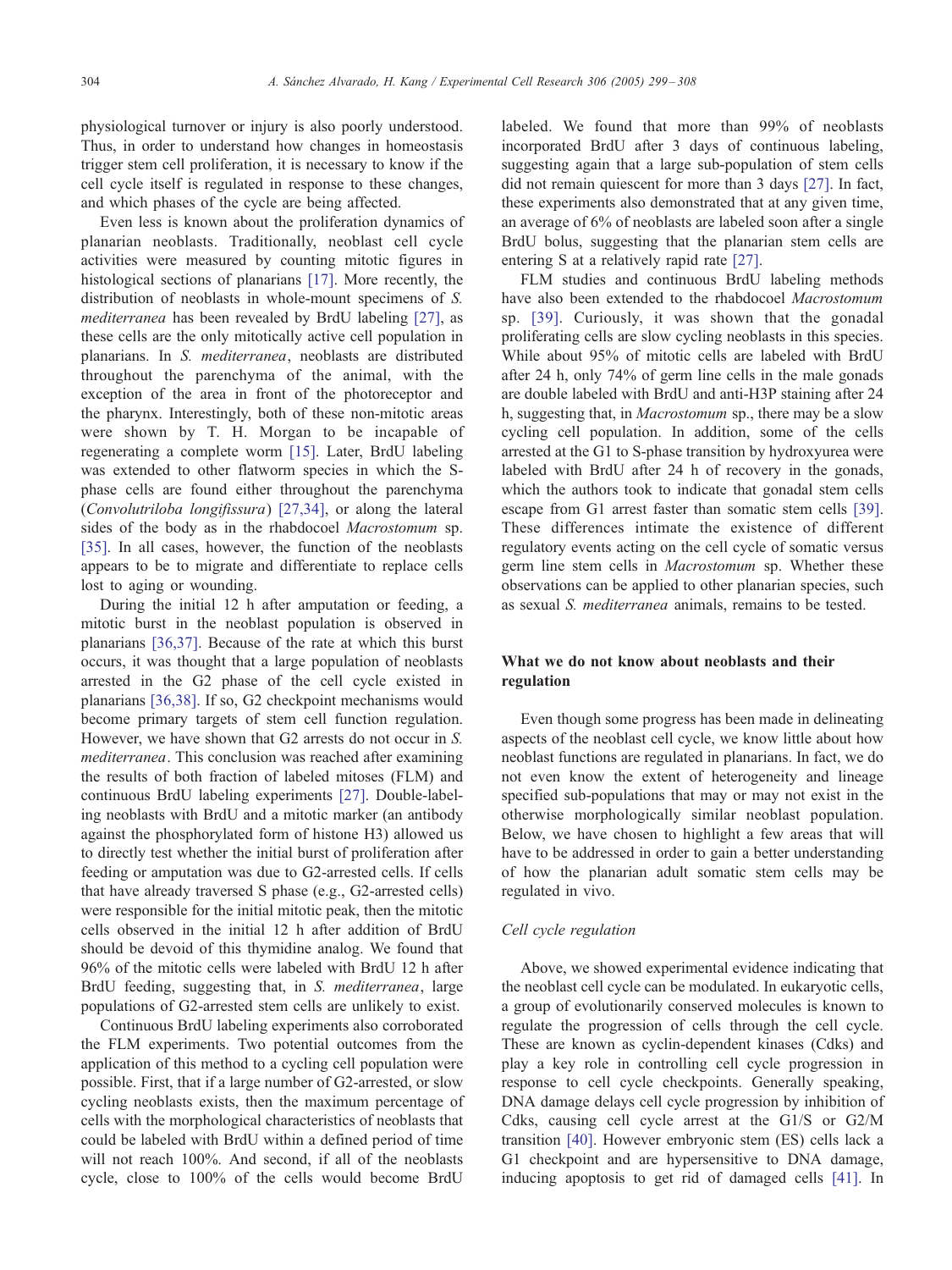physiological turnover or injury is also poorly understood. Thus, in order to understand how changes in homeostasis trigger stem cell proliferation, it is necessary to know if the cell cycle itself is regulated in response to these changes, and which phases of the cycle are being affected.

Even less is known about the proliferation dynamics of planarian neoblasts. Traditionally, neoblast cell cycle activities were measured by counting mitotic figures in histological sections of planarians [17]. More recently, the distribution of neoblasts in whole-mount specimens of *S. mediterranea* has been revealed by BrdU labeling [27], as these cells are the only mitotically active cell population in planarians. In *S. mediterranea*, neoblasts are distributed throughout the parenchyma of the animal, with the exception of the area in front of the photoreceptor and the pharynx. Interestingly, both of these non-mitotic areas were shown by T. H. Morgan to be incapable of regenerating a complete worm [15]. Later, BrdU labeling was extended to other flatworm species in which the S-phase cells are found either throughout the parenchyma (*Convolutriloba longifissura*) [27,34], or along the lateral sides of the body as in the rhabdocoel *Macrostomum* sp. [35]. In all cases, however, the function of the neoblasts appears to be to migrate and differentiate to replace cells lost to aging or wounding.

During the initial 12 h after amputation or feeding, a mitotic burst in the neoblast population is observed in planarians [36,37]. Because of the rate at which this burst occurs, it was thought that a large population of neoblasts arrested in the G2 phase of the cell cycle existed in planarians [36,38]. If so, G2 checkpoint mechanisms would become primary targets of stem cell function regulation. However, we have shown that G2 arrests do not occur in *S. mediterranea*. This conclusion was reached after examining the results of both fraction of labeled mitoses (FLM) and continuous BrdU labeling experiments [27]. Double-labeling neoblasts with BrdU and a mitotic marker (an antibody against the phosphorylated form of histone H3) allowed us to directly test whether the initial burst of proliferation after feeding or amputation was due to G2-arrested cells. If cells that have already traversed S phase (e.g., G2-arrested cells) were responsible for the initial mitotic peak, then the mitotic cells observed in the initial 12 h after addition of BrdU should be devoid of this thymidine analog. We found that 96% of the mitotic cells were labeled with BrdU 12 h after BrdU feeding, suggesting that, in *S. mediterranea*, large populations of G2-arrested stem cells are unlikely to exist.

Continuous BrdU labeling experiments also corroborated the FLM experiments. Two potential outcomes from the application of this method to a cycling cell population were possible. First, that if a large number of G2-arrested, or slow cycling neoblasts exists, then the maximum percentage of cells with the morphological characteristics of neoblasts that could be labeled with BrdU within a defined period of time will not reach 100%. And second, if all of the neoblasts cycle, close to 100% of the cells would become BrdU labeled. We found that more than 99% of neoblasts incorporated BrdU after 3 days of continuous labeling, suggesting again that a large sub-population of stem cells did not remain quiescent for more than 3 days [27]. In fact, these experiments also demonstrated that at any given time, an average of 6% of neoblasts are labeled soon after a single BrdU bolus, suggesting that the planarian stem cells are entering S at a relatively rapid rate [27].

FLM studies and continuous BrdU labeling methods have also been extended to the rhabdocoel *Macrostomum* sp. [39]. Curiously, it was shown that the gonadal proliferating cells are slow cycling neoblasts in this species. While about 95% of mitotic cells are labeled with BrdU after 24 h, only 74% of germ line cells in the male gonads are double labeled with BrdU and anti-H3P staining after 24 h, suggesting that, in *Macrostomum* sp., there may be a slow cycling cell population. In addition, some of the cells arrested at the G1 to S-phase transition by hydroxyurea were labeled with BrdU after 24 h of recovery in the gonads, which the authors took to indicate that gonadal stem cells escape from G1 arrest faster than somatic stem cells [39]. These differences intimate the existence of different regulatory events acting on the cell cycle of somatic versus germ line stem cells in *Macrostomum* sp. Whether these observations can be applied to other planarian species, such as sexual *S. mediterranea* animals, remains to be tested.

## What we do not know about neoblasts and their regulation

Even though some progress has been made in delineating aspects of the neoblast cell cycle, we know little about how neoblast functions are regulated in planarians. In fact, we do not even know the extent of heterogeneity and lineage specified sub-populations that may or may not exist in the otherwise morphologically similar neoblast population. Below, we have chosen to highlight a few areas that will have to be addressed in order to gain a better understanding of how the planarian adult somatic stem cells may be regulated in vivo.

### *Cell cycle regulation*

Above, we showed experimental evidence indicating that the neoblast cell cycle can be modulated. In eukaryotic cells, a group of evolutionarily conserved molecules is known to regulate the progression of cells through the cell cycle. These are known as cyclin-dependent kinases (Cdks) and play a key role in controlling cell cycle progression in response to cell cycle checkpoints. Generally speaking, DNA damage delays cell cycle progression by inhibition of Cdks, causing cell cycle arrest at the G1/S or G2/M transition [40]. However embryonic stem (ES) cells lack a G1 checkpoint and are hypersensitive to DNA damage, inducing apoptosis to get rid of damaged cells [41]. In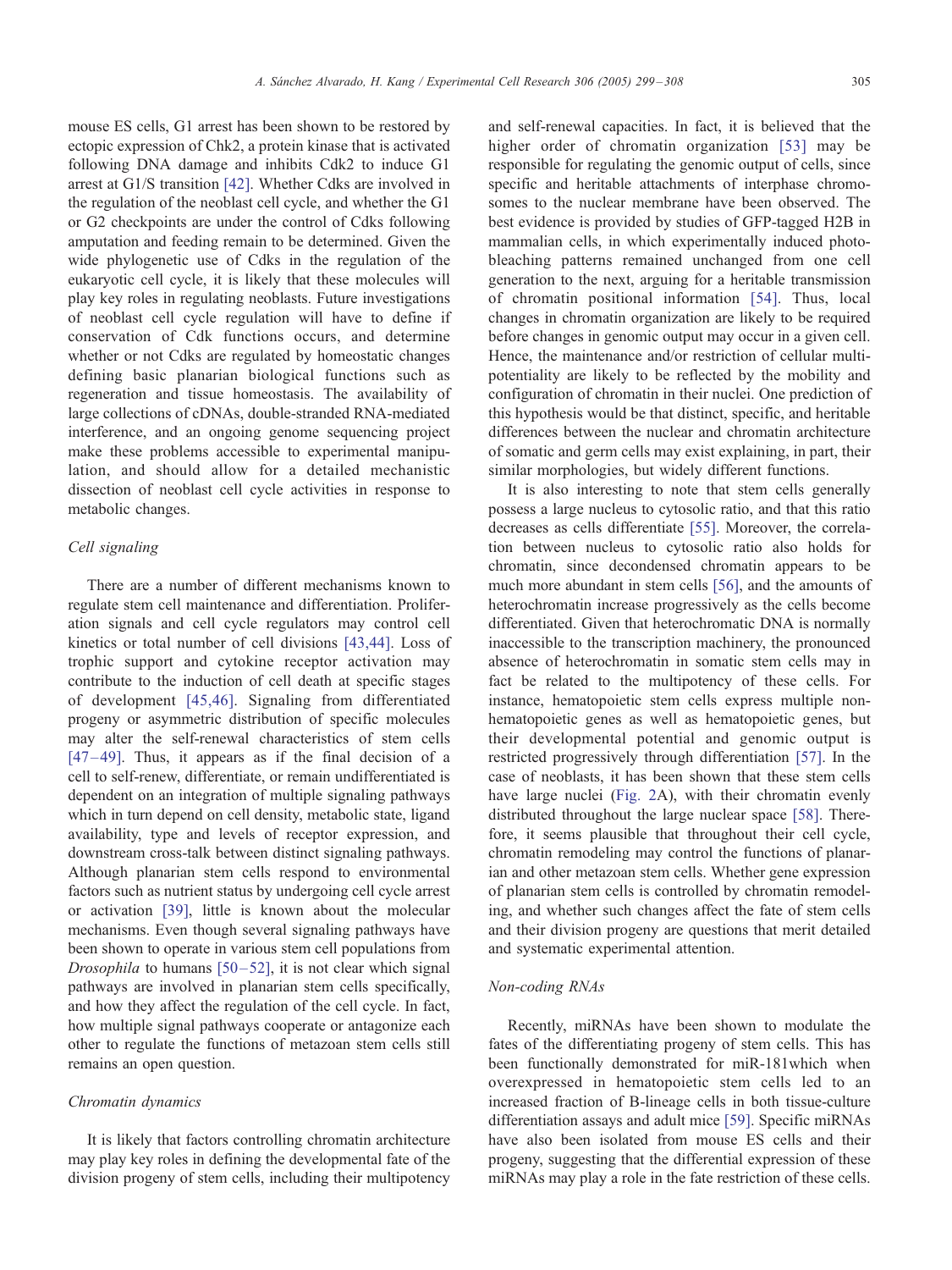mouse ES cells, G1 arrest has been shown to be restored by ectopic expression of Chk2, a protein kinase that is activated following DNA damage and inhibits Cdk2 to induce G1 arrest at G1/S transition [42]. Whether Cdks are involved in the regulation of the neoblast cell cycle, and whether the G1 or G2 checkpoints are under the control of Cdks following amputation and feeding remain to be determined. Given the wide phylogenetic use of Cdks in the regulation of the eukaryotic cell cycle, it is likely that these molecules will play key roles in regulating neoblasts. Future investigations of neoblast cell cycle regulation will have to define if conservation of Cdk functions occurs, and determine whether or not Cdks are regulated by homeostatic changes defining basic planarian biological functions such as regeneration and tissue homeostasis. The availability of large collections of cDNAs, double-stranded RNA-mediated interference, and an ongoing genome sequencing project make these problems accessible to experimental manipulation, and should allow for a detailed mechanistic dissection of neoblast cell cycle activities in response to metabolic changes.

### *Cell signaling*

There are a number of different mechanisms known to regulate stem cell maintenance and differentiation. Proliferation signals and cell cycle regulators may control cell kinetics or total number of cell divisions [43,44]. Loss of trophic support and cytokine receptor activation may contribute to the induction of cell death at specific stages of development [45,46]. Signaling from differentiated progeny or asymmetric distribution of specific molecules may alter the self-renewal characteristics of stem cells [47–49]. Thus, it appears as if the final decision of a cell to self-renew, differentiate, or remain undifferentiated is dependent on an integration of multiple signaling pathways which in turn depend on cell density, metabolic state, ligand availability, type and levels of receptor expression, and downstream cross-talk between distinct signaling pathways. Although planarian stem cells respond to environmental factors such as nutrient status by undergoing cell cycle arrest or activation [39], little is known about the molecular mechanisms. Even though several signaling pathways have been shown to operate in various stem cell populations from *Drosophila* to humans [50–52], it is not clear which signal pathways are involved in planarian stem cells specifically, and how they affect the regulation of the cell cycle. In fact, how multiple signal pathways cooperate or antagonize each other to regulate the functions of metazoan stem cells still remains an open question.

### *Chromatin dynamics*

It is likely that factors controlling chromatin architecture may play key roles in defining the developmental fate of the division progeny of stem cells, including their multipotency and self-renewal capacities. In fact, it is believed that the higher order of chromatin organization [53] may be responsible for regulating the genomic output of cells, since specific and heritable attachments of interphase chromosomes to the nuclear membrane have been observed. The best evidence is provided by studies of GFP-tagged H2B in mammalian cells, in which experimentally induced photobleaching patterns remained unchanged from one cell generation to the next, arguing for a heritable transmission of chromatin positional information [54]. Thus, local changes in chromatin organization are likely to be required before changes in genomic output may occur in a given cell. Hence, the maintenance and/or restriction of cellular multipotentiality are likely to be reflected by the mobility and configuration of chromatin in their nuclei. One prediction of this hypothesis would be that distinct, specific, and heritable differences between the nuclear and chromatin architecture of somatic and germ cells may exist explaining, in part, their similar morphologies, but widely different functions.

It is also interesting to note that stem cells generally possess a large nucleus to cytosolic ratio, and that this ratio decreases as cells differentiate [55]. Moreover, the correlation between nucleus to cytosolic ratio also holds for chromatin, since decondensed chromatin appears to be much more abundant in stem cells [56], and the amounts of heterochromatin increase progressively as the cells become differentiated. Given that heterochromatic DNA is normally inaccessible to the transcription machinery, the pronounced absence of heterochromatin in somatic stem cells may in fact be related to the multipotency of these cells. For instance, hematopoietic stem cells express multiple non-hematopoietic genes as well as hematopoietic genes, but their developmental potential and genomic output is restricted progressively through differentiation [57]. In the case of neoblasts, it has been shown that these stem cells have large nuclei (Fig. 2A), with their chromatin evenly distributed throughout the large nuclear space [58]. Therefore, it seems plausible that throughout their cell cycle, chromatin remodeling may control the functions of planarian and other metazoan stem cells. Whether gene expression of planarian stem cells is controlled by chromatin remodeling, and whether such changes affect the fate of stem cells and their division progeny are questions that merit detailed and systematic experimental attention.

### *Non-coding RNAs*

Recently, miRNAs have been shown to modulate the fates of the differentiating progeny of stem cells. This has been functionally demonstrated for miR-181which when overexpressed in hematopoietic stem cells led to an increased fraction of B-lineage cells in both tissue-culture differentiation assays and adult mice [59]. Specific miRNAs have also been isolated from mouse ES cells and their progeny, suggesting that the differential expression of these miRNAs may play a role in the fate restriction of these cells.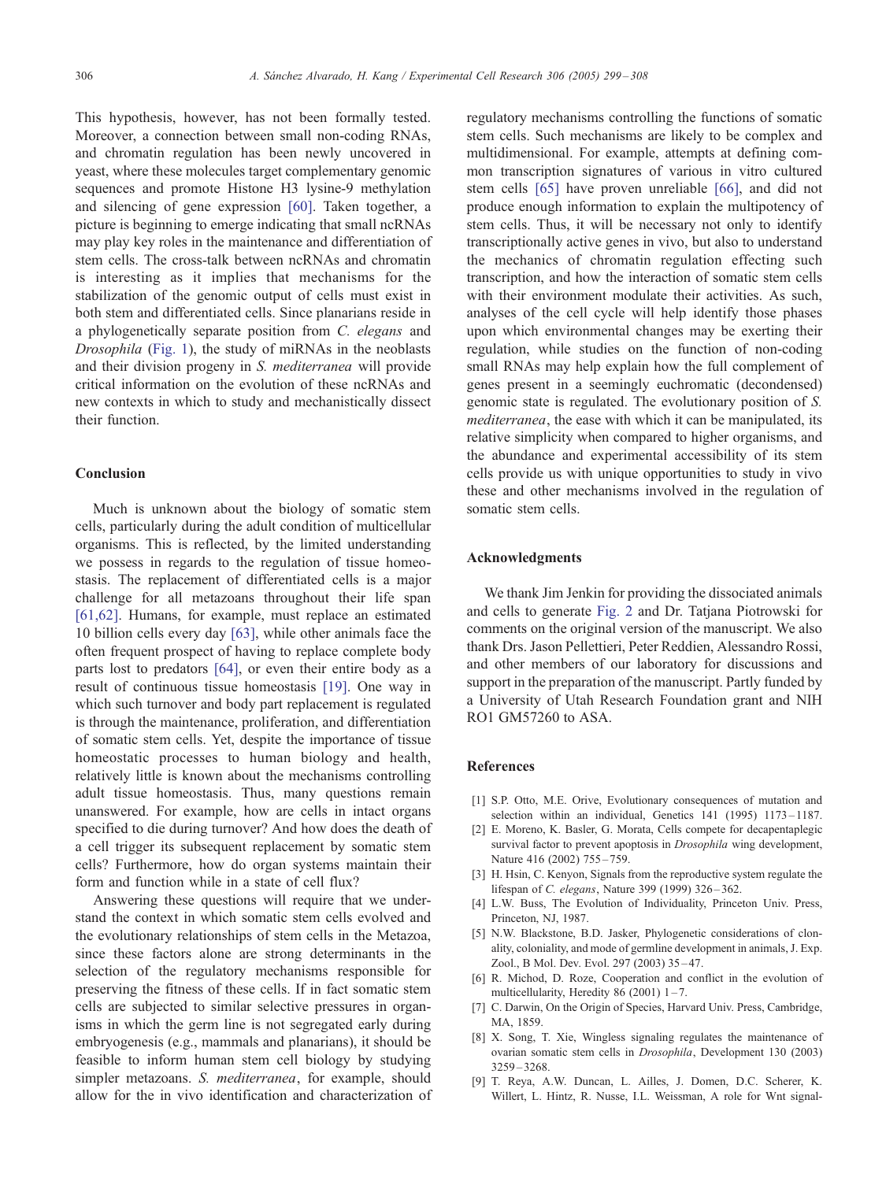This hypothesis, however, has not been formally tested. Moreover, a connection between small non-coding RNAs, and chromatin regulation has been newly uncovered in yeast, where these molecules target complementary genomic sequences and promote Histone H3 lysine-9 methylation and silencing of gene expression [60]. Taken together, a picture is beginning to emerge indicating that small ncRNAs may play key roles in the maintenance and differentiation of stem cells. The cross-talk between ncRNAs and chromatin is interesting as it implies that mechanisms for the stabilization of the genomic output of cells must exist in both stem and differentiated cells. Since planarians reside in a phylogenetically separate position from *C. elegans* and *Drosophila* (Fig. 1), the study of miRNAs in the neoblasts and their division progeny in *S. mediterranea* will provide critical information on the evolution of these ncRNAs and new contexts in which to study and mechanistically dissect their function.

## Conclusion

Much is unknown about the biology of somatic stem cells, particularly during the adult condition of multicellular organisms. This is reflected, by the limited understanding we possess in regards to the regulation of tissue homeostasis. The replacement of differentiated cells is a major challenge for all metazoans throughout their life span [61,62]. Humans, for example, must replace an estimated 10 billion cells every day [63], while other animals face the often frequent prospect of having to replace complete body parts lost to predators [64], or even their entire body as a result of continuous tissue homeostasis [19]. One way in which such turnover and body part replacement is regulated is through the maintenance, proliferation, and differentiation of somatic stem cells. Yet, despite the importance of tissue homeostatic processes to human biology and health, relatively little is known about the mechanisms controlling adult tissue homeostasis. Thus, many questions remain unanswered. For example, how are cells in intact organs specified to die during turnover? And how does the death of a cell trigger its subsequent replacement by somatic stem cells? Furthermore, how do organ systems maintain their form and function while in a state of cell flux?

Answering these questions will require that we understand the context in which somatic stem cells evolved and the evolutionary relationships of stem cells in the Metazoa, since these factors alone are strong determinants in the selection of the regulatory mechanisms responsible for preserving the fitness of these cells. If in fact somatic stem cells are subjected to similar selective pressures in organisms in which the germ line is not segregated early during embryogenesis (e.g., mammals and planarians), it should be feasible to inform human stem cell biology by studying simpler metazoans. *S. mediterranea*, for example, should allow for the in vivo identification and characterization of regulatory mechanisms controlling the functions of somatic stem cells. Such mechanisms are likely to be complex and multidimensional. For example, attempts at defining common transcription signatures of various in vitro cultured stem cells [65] have proven unreliable [66], and did not produce enough information to explain the multipotency of stem cells. Thus, it will be necessary not only to identify transcriptionally active genes in vivo, but also to understand the mechanics of chromatin regulation effecting such transcription, and how the interaction of somatic stem cells with their environment modulate their activities. As such, analyses of the cell cycle will help identify those phases upon which environmental changes may be exerting their regulation, while studies on the function of non-coding small RNAs may help explain how the full complement of genes present in a seemingly euchromatic (decondensed) genomic state is regulated. The evolutionary position of *S. mediterranea*, the ease with which it can be manipulated, its relative simplicity when compared to higher organisms, and the abundance and experimental accessibility of its stem cells provide us with unique opportunities to study in vivo these and other mechanisms involved in the regulation of somatic stem cells.

## Acknowledgments

We thank Jim Jenkin for providing the dissociated animals and cells to generate Fig. 2 and Dr. Tatjana Piotrowski for comments on the original version of the manuscript. We also thank Drs. Jason Pellettieri, Peter Reddien, Alessandro Rossi, and other members of our laboratory for discussions and support in the preparation of the manuscript. Partly funded by a University of Utah Research Foundation grant and NIH RO1 GM57260 to ASA.

## References

[1] S.P. Otto, M.E. Orive, Evolutionary consequences of mutation and selection within an individual, Genetics 141 (1995) 1173–1187.

[2] E. Moreno, K. Basler, G. Morata, Cells compete for decapentaplegic survival factor to prevent apoptosis in *Drosophila* wing development, Nature 416 (2002) 755–759.

[3] H. Hsin, C. Kenyon, Signals from the reproductive system regulate the lifespan of *C. elegans*, Nature 399 (1999) 326–362.

[4] L.W. Buss, The Evolution of Individuality, Princeton Univ. Press, Princeton, NJ, 1987.

[5] N.W. Blackstone, B.D. Jasker, Phylogenetic considerations of clonality, coloniality, and mode of germline development in animals, J. Exp. Zool., B Mol. Dev. Evol. 297 (2003) 35–47.

[6] R. Michod, D. Roze, Cooperation and conflict in the evolution of multicellularity, Heredity 86 (2001) 1–7.

[7] C. Darwin, On the Origin of Species, Harvard Univ. Press, Cambridge, MA, 1859.

[8] X. Song, T. Xie, Wingless signaling regulates the maintenance of ovarian somatic stem cells in *Drosophila*, Development 130 (2003) 3259–3268.

[9] T. Reya, A.W. Duncan, L. Ailles, J. Domen, D.C. Scherer, K. Willert, L. Hintz, R. Nusse, I.L. Weissman, A role for Wnt signal-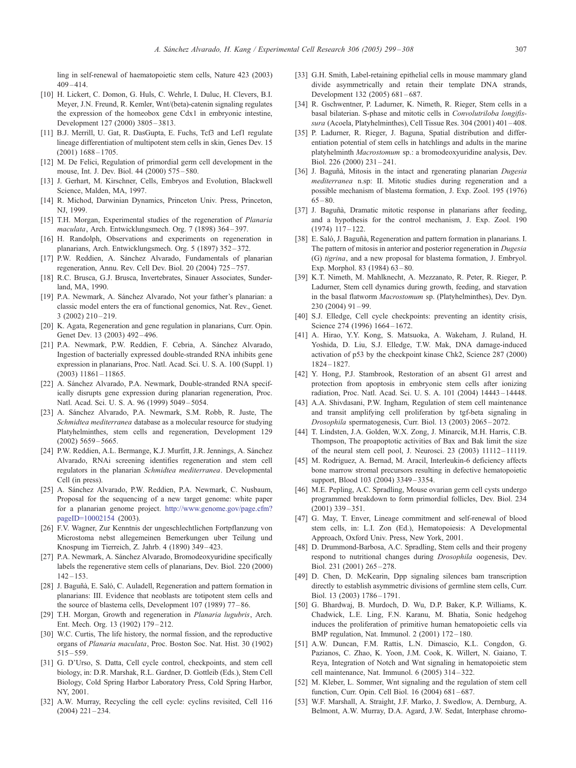ling in self-renewal of haematopoietic stem cells, Nature 423 (2003) 409–414.

[10] H. Lickert, C. Domon, G. Huls, C. Wehrle, I. Duluc, H. Clevers, B.I. Meyer, J.N. Freund, R. Kemler, Wnt/(beta)-catenin signaling regulates the expression of the homeobox gene Cdx1 in embryonic intestine, Development 127 (2000) 3805–3813.

[11] B.J. Merrill, U. Gat, R. DasGupta, E. Fuchs, Tcf3 and Lef1 regulate lineage differentiation of multipotent stem cells in skin, Genes Dev. 15 (2001) 1688–1705.

[12] M. De Felici, Regulation of primordial germ cell development in the mouse, Int. J. Dev. Biol. 44 (2000) 575–580.

[13] J. Gerhart, M. Kirschner, Cells, Embryos and Evolution, Blackwell Science, Malden, MA, 1997.

[14] R. Michod, Darwinian Dynamics, Princeton Univ. Press, Princeton, NJ, 1999.

[15] T.H. Morgan, Experimental studies of the regeneration of *Planaria maculata*, Arch. Entwicklungsmech. Org. 7 (1898) 364–397.

[16] H. Randolph, Observations and experiments on regeneration in planarians, Arch. Entwicklungsmech. Org. 5 (1897) 352–372.

[17] P.W. Reddien, A. Sánchez Alvarado, Fundamentals of planarian regeneration, Annu. Rev. Cell Dev. Biol. 20 (2004) 725–757.

[18] R.C. Brusca, G.J. Brusca, Invertebrates, Sinauer Associates, Sunderland, MA, 1990.

[19] P.A. Newmark, A. Sánchez Alvarado, Not your father's planarian: a classic model enters the era of functional genomics, Nat. Rev., Genet. 3 (2002) 210–219.

[20] K. Agata, Regeneration and gene regulation in planarians, Curr. Opin. Genet Dev. 13 (2003) 492–496.

[21] P.A. Newmark, P.W. Reddien, F. Cebria, A. Sánchez Alvarado, Ingestion of bacterially expressed double-stranded RNA inhibits gene expression in planarians, Proc. Natl. Acad. Sci. U. S. A. 100 (Suppl. 1) (2003) 11861–11865.

[22] A. Sánchez Alvarado, P.A. Newmark, Double-stranded RNA specifically disrupts gene expression during planarian regeneration, Proc. Natl. Acad. Sci. U. S. A. 96 (1999) 5049–5054.

[23] A. Sánchez Alvarado, P.A. Newmark, S.M. Robb, R. Juste, The *Schmidtea mediterranea* database as a molecular resource for studying Platyhelminthes, stem cells and regeneration, Development 129 (2002) 5659–5665.

[24] P.W. Reddien, A.L. Bermange, K.J. Murfitt, J.R. Jennings, A. Sánchez Alvarado, RNAi screening identifies regeneration and stem cell regulators in the planarian *Schmidtea mediterranea*. Developmental Cell (in press).

[25] A. Sánchez Alvarado, P.W. Reddien, P.A. Newmark, C. Nusbaum, Proposal for the sequencing of a new target genome: white paper for a planarian genome project. http://www.genome.gov/page.cfm?pageID=10002154 (2003).

[26] F.V. Wagner, Zur Kenntnis der ungeschlechtlichen Fortpflanzung von Microstoma nebst allegemeinen Bemerkungen uber Teilung und Knospung im Tierreich, Z. Jahrb. 4 (1890) 349–423.

[27] P.A. Newmark, A. Sánchez Alvarado, Bromodeoxyuridine specifically labels the regenerative stem cells of planarians, Dev. Biol. 220 (2000) 142–153.

[28] J. Baguñà, E. Saló, C. Auladell, Regeneration and pattern formation in planarians: III. Evidence that neoblasts are totipotent stem cells and the source of blastema cells, Development 107 (1989) 77–86.

[29] T.H. Morgan, Growth and regeneration in *Planaria lugubris*, Arch. Ent. Mech. Org. 13 (1902) 179–212.

[30] W.C. Curtis, The life history, the normal fission, and the reproductive organs of *Planaria maculata*, Proc. Boston Soc. Nat. Hist. 30 (1902) 515–559.

[31] G. D'Urso, S. Datta, Cell cycle control, checkpoints, and stem cell biology, in: D.R. Marshak, R.L. Gardner, D. Gottleib (Eds.), Stem Cell Biology, Cold Spring Harbor Laboratory Press, Cold Spring Harbor, NY, 2001.

[32] A.W. Murray, Recycling the cell cycle: cyclins revisited, Cell 116 (2004) 221–234.

[33] G.H. Smith, Label-retaining epithelial cells in mouse mammary gland divide asymmetrically and retain their template DNA strands, Development 132 (2005) 681–687.

[34] R. Gschwentner, P. Ladurner, K. Nimeth, R. Rieger, Stem cells in a basal bilaterian. S-phase and mitotic cells in *Convolutriloba longifissura* (Acoela, Platyhelminthes), Cell Tissue Res. 304 (2001) 401–408.

[35] P. Ladurner, R. Rieger, J. Baguna, Spatial distribution and differentiation potential of stem cells in hatchlings and adults in the marine platyhelminth *Macrostomum* sp.: a bromodeoxyuridine analysis, Dev. Biol. 226 (2000) 231–241.

[36] J. Baguñà, Mitosis in the intact and rgenerating planarian *Dugesia mediterranea* n.sp: II. Mitotic studies during regeneration and a possible mechanism of blastema formation, J. Exp. Zool. 195 (1976) 65–80.

[37] J. Baguñà, Dramatic mitotic response in planarians after feeding, and a hypothesis for the control mechanism, J. Exp. Zool. 190 (1974) 117–122.

[38] E. Saló, J. Baguñà, Regeneration and pattern formation in planarians. I. The pattern of mitosis in anterior and posterior regeneration in *Dugesia* (G) *tigrina*, and a new proposal for blastema formation, J. Embryol. Exp. Morphol. 83 (1984) 63–80.

[39] K.T. Nimeth, M. Mahlknecht, A. Mezzanato, R. Peter, R. Rieger, P. Ladurner, Stem cell dynamics during growth, feeding, and starvation in the basal flatworm *Macrostomum* sp. (Platyhelminthes), Dev. Dyn. 230 (2004) 91–99.

[40] S.J. Elledge, Cell cycle checkpoints: preventing an identity crisis, Science 274 (1996) 1664–1672.

[41] A. Hirao, Y.Y. Kong, S. Matsuoka, A. Wakeham, J. Ruland, H. Yoshida, D. Liu, S.J. Elledge, T.W. Mak, DNA damage-induced activation of p53 by the checkpoint kinase Chk2, Science 287 (2000) 1824–1827.

[42] Y. Hong, P.J. Stambrook, Restoration of an absent G1 arrest and protection from apoptosis in embryonic stem cells after ionizing radiation, Proc. Natl. Acad. Sci. U. S. A. 101 (2004) 14443–14448.

[43] A.A. Shivdasani, P.W. Ingham, Regulation of stem cell maintenance and transit amplifying cell proliferation by tgf-beta signaling in *Drosophila* spermatogenesis, Curr. Biol. 13 (2003) 2065–2072.

[44] T. Lindsten, J.A. Golden, W.X. Zong, J. Minarcik, M.H. Harris, C.B. Thompson, The proapoptotic activities of Bax and Bak limit the size of the neural stem cell pool, J. Neurosci. 23 (2003) 11112–11119.

[45] M. Rodriguez, A. Bernad, M. Aracil, Interleukin-6 deficiency affects bone marrow stromal precursors resulting in defective hematopoietic support, Blood 103 (2004) 3349–3354.

[46] M.E. Pepling, A.C. Spradling, Mouse ovarian germ cell cysts undergo programmed breakdown to form primordial follicles, Dev. Biol. 234 (2001) 339–351.

[47] G. May, T. Enver, Lineage commitment and self-renewal of blood stem cells, in: L.I. Zon (Ed.), Hematopoiesis: A Developmental Approach, Oxford Univ. Press, New York, 2001.

[48] D. Drummond-Barbosa, A.C. Spradling, Stem cells and their progeny respond to nutritional changes during *Drosophila* oogenesis, Dev. Biol. 231 (2001) 265–278.

[49] D. Chen, D. McKearin, Dpp signaling silences bam transcription directly to establish asymmetric divisions of germline stem cells, Curr. Biol. 13 (2003) 1786–1791.

[50] G. Bhardwaj, B. Murdoch, D. Wu, D.P. Baker, K.P. Williams, K. Chadwick, L.E. Ling, F.N. Karanu, M. Bhatia, Sonic hedgehog induces the proliferation of primitive human hematopoietic cells via BMP regulation, Nat. Immunol. 2 (2001) 172–180.

[51] A.W. Duncan, F.M. Rattis, L.N. Dimascio, K.L. Congdon, G. Pazianos, C. Zhao, K. Yoon, J.M. Cook, K. Willert, N. Gaiano, T. Reya, Integration of Notch and Wnt signaling in hematopoietic stem cell maintenance, Nat. Immunol. 6 (2005) 314–322.

[52] M. Kleber, L. Sommer, Wnt signaling and the regulation of stem cell function, Curr. Opin. Cell Biol. 16 (2004) 681–687.

[53] W.F. Marshall, A. Straight, J.F. Marko, J. Swedlow, A. Dernburg, A. Belmont, A.W. Murray, D.A. Agard, J.W. Sedat, Interphase chromo-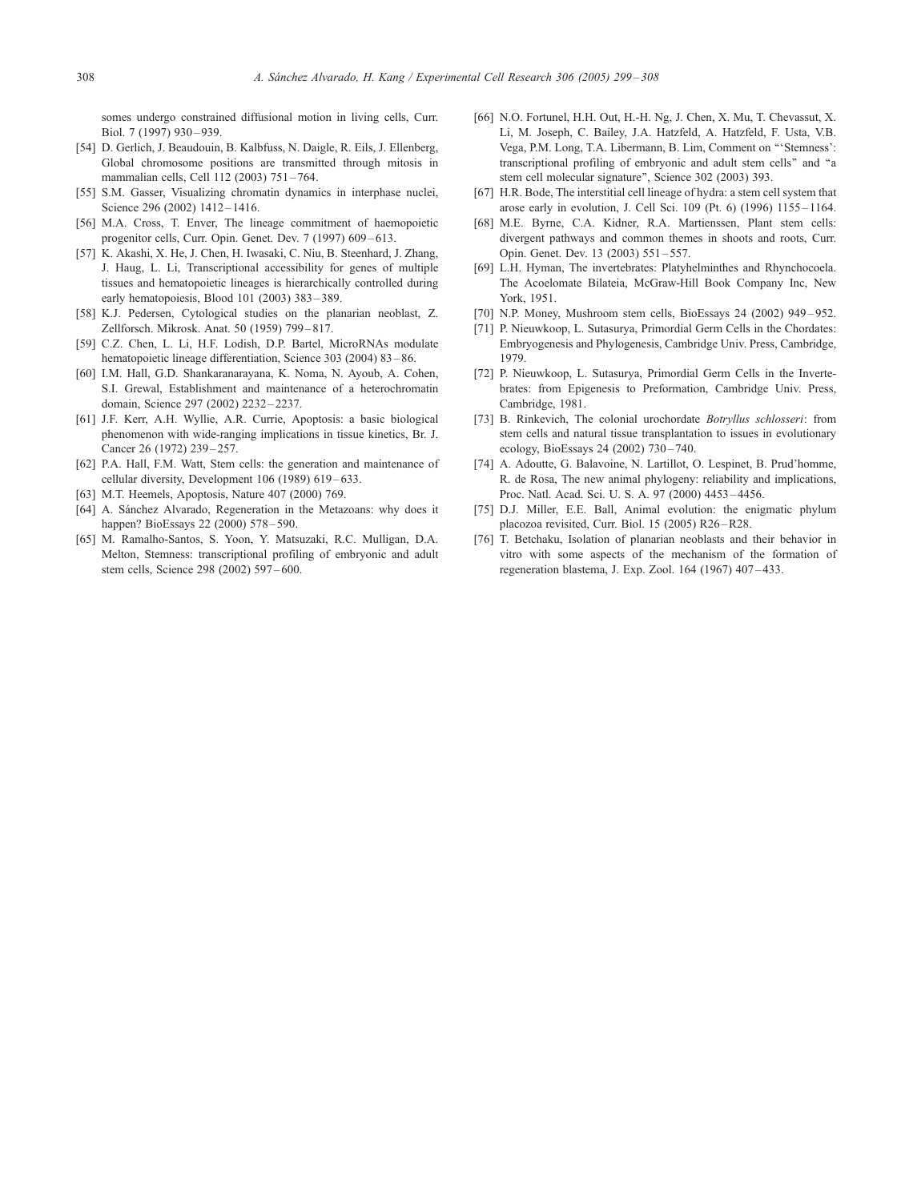somes undergo constrained diffusional motion in living cells, Curr. Biol. 7 (1997) 930–939.

[54] D. Gerlich, J. Beaudouin, B. Kalbfuss, N. Daigle, R. Eils, J. Ellenberg, Global chromosome positions are transmitted through mitosis in mammalian cells, Cell 112 (2003) 751–764.

[55] S.M. Gasser, Visualizing chromatin dynamics in interphase nuclei, Science 296 (2002) 1412–1416.

[56] M.A. Cross, T. Enver, The lineage commitment of haemopoietic progenitor cells, Curr. Opin. Genet. Dev. 7 (1997) 609–613.

[57] K. Akashi, X. He, J. Chen, H. Iwasaki, C. Niu, B. Steenhard, J. Zhang, J. Haug, L. Li, Transcriptional accessibility for genes of multiple tissues and hematopoietic lineages is hierarchically controlled during early hematopoiesis, Blood 101 (2003) 383–389.

[58] K.J. Pedersen, Cytological studies on the planarian neoblast, Z. Zellforsch. Mikrosk. Anat. 50 (1959) 799–817.

[59] C.Z. Chen, L. Li, H.F. Lodish, D.P. Bartel, MicroRNAs modulate hematopoietic lineage differentiation, Science 303 (2004) 83–86.

[60] I.M. Hall, G.D. Shankaranarayana, K. Noma, N. Ayoub, A. Cohen, S.I. Grewal, Establishment and maintenance of a heterochromatin domain, Science 297 (2002) 2232–2237.

[61] J.F. Kerr, A.H. Wyllie, A.R. Currie, Apoptosis: a basic biological phenomenon with wide-ranging implications in tissue kinetics, Br. J. Cancer 26 (1972) 239–257.

[62] P.A. Hall, F.M. Watt, Stem cells: the generation and maintenance of cellular diversity, Development 106 (1989) 619–633.

[63] M.T. Heemels, Apoptosis, Nature 407 (2000) 769.

[64] A. Sánchez Alvarado, Regeneration in the Metazoans: why does it happen? BioEssays 22 (2000) 578–590.

[65] M. Ramalho-Santos, S. Yoon, Y. Matsuzaki, R.C. Mulligan, D.A. Melton, Stemness: transcriptional profiling of embryonic and adult stem cells, Science 298 (2002) 597–600.

[66] N.O. Fortunel, H.H. Out, H.-H. Ng, J. Chen, X. Mu, T. Chevassut, X. Li, M. Joseph, C. Bailey, J.A. Hatzfeld, A. Hatzfeld, F. Usta, V.B. Vega, P.M. Long, T.A. Libermann, B. Lim, Comment on "'Stemness': transcriptional profiling of embryonic and adult stem cells" and "a stem cell molecular signature", Science 302 (2003) 393.

[67] H.R. Bode, The interstitial cell lineage of hydra: a stem cell system that arose early in evolution, J. Cell Sci. 109 (Pt. 6) (1996) 1155–1164.

[68] M.E. Byrne, C.A. Kidner, R.A. Martienssen, Plant stem cells: divergent pathways and common themes in shoots and roots, Curr. Opin. Genet. Dev. 13 (2003) 551–557.

[69] L.H. Hyman, The invertebrates: Platyhelminthes and Rhynchocoela. The Acoelomate Bilateia, McGraw-Hill Book Company Inc, New York, 1951.

[70] N.P. Money, Mushroom stem cells, BioEssays 24 (2002) 949–952.

[71] P. Nieuwkoop, L. Sutasurya, Primordial Germ Cells in the Chordates: Embryogenesis and Phylogenesis, Cambridge Univ. Press, Cambridge, 1979.

[72] P. Nieuwkoop, L. Sutasurya, Primordial Germ Cells in the Invertebrates: from Epigenesis to Preformation, Cambridge Univ. Press, Cambridge, 1981.

[73] B. Rinkevich, The colonial urochordate *Botryllus schlosseri*: from stem cells and natural tissue transplantation to issues in evolutionary ecology, BioEssays 24 (2002) 730–740.

[74] A. Adoutte, G. Balavoine, N. Lartillot, O. Lespinet, B. Prud'homme, R. de Rosa, The new animal phylogeny: reliability and implications, Proc. Natl. Acad. Sci. U. S. A. 97 (2000) 4453–4456.

[75] D.J. Miller, E.E. Ball, Animal evolution: the enigmatic phylum placozoa revisited, Curr. Biol. 15 (2005) R26–R28.

[76] T. Betchaku, Isolation of planarian neoblasts and their behavior in vitro with some aspects of the mechanism of the formation of regeneration blastema, J. Exp. Zool. 164 (1967) 407–433.